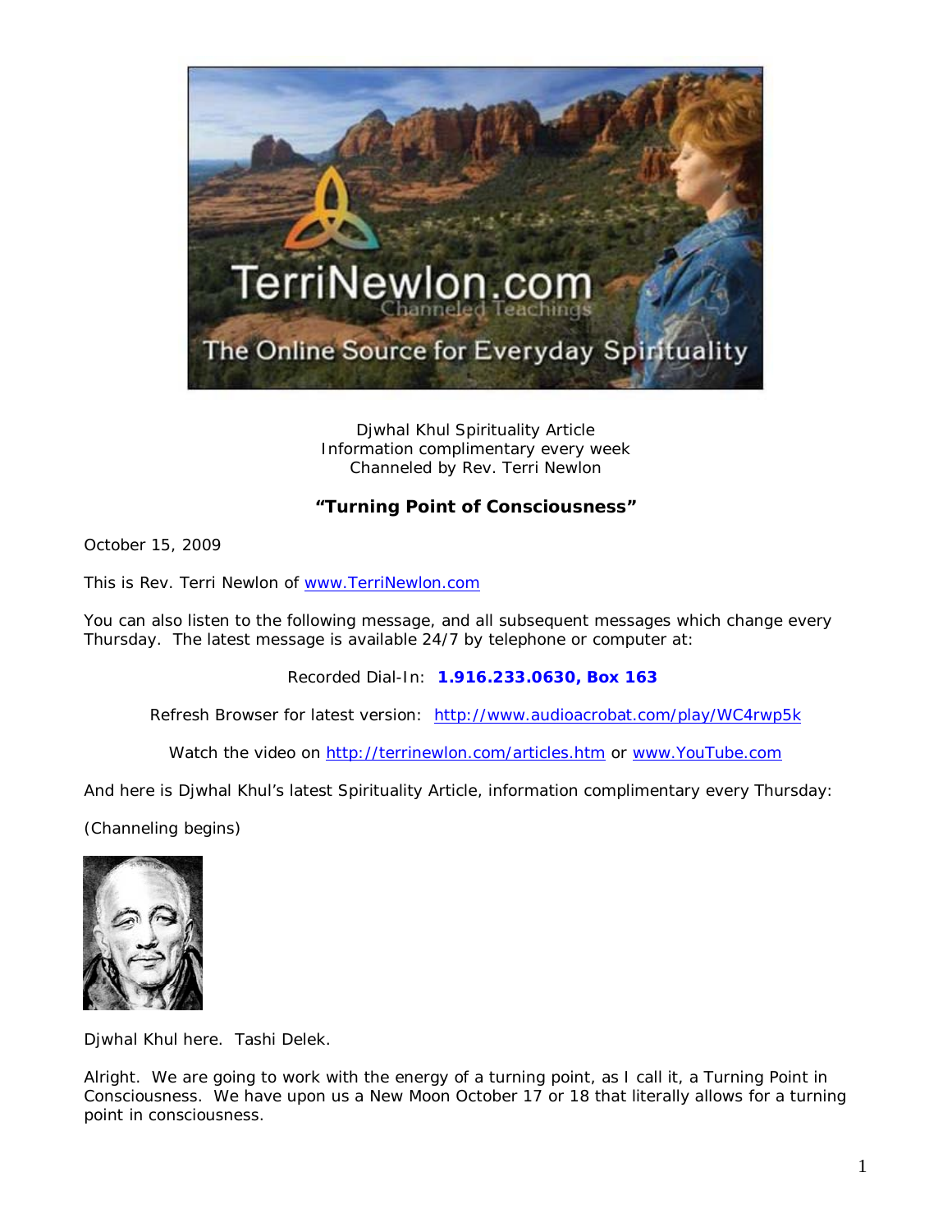Djwhal Khul Spirituality Article
Information complimentary every week
Channeled by Rev. Terri Newlon

**"Turning Point of Consciousness"**

October 15, 2009

This is Rev. Terri Newlon of www.TerriNewlon.com

You can also listen to the following message, and all subsequent messages which change every Thursday. The latest message is available 24/7 by telephone or computer at:

Recorded Dial-In: **1.916.233.0630, Box 163**

Refresh Browser for latest version: http://www.audioacrobat.com/play/WC4rwp5k

Watch the video on http://terrinewlon.com/articles.htm or www.YouTube.com

And here is Djwhal Khul's latest Spirituality Article, information complimentary every Thursday:

(Channeling begins)

Djwhal Khul here. Tashi Delek.

Alright. We are going to work with the energy of a turning point, as I call it, a Turning Point in Consciousness. We have upon us a New Moon October 17 or 18 that literally allows for a turning point in consciousness.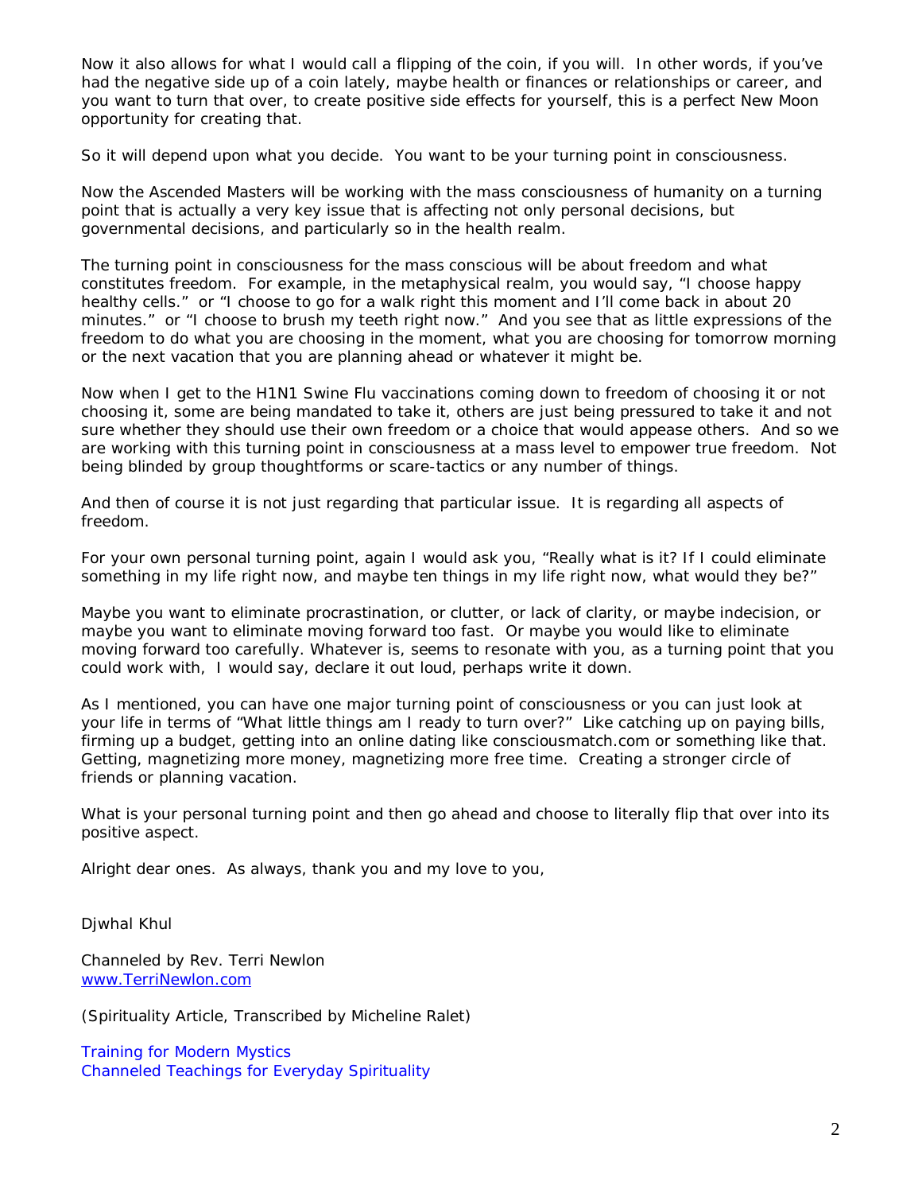Now it also allows for what I would call a flipping of the coin, if you will. In other words, if you've had the negative side up of a coin lately, maybe health or finances or relationships or career, and you want to turn that over, to create positive side effects for yourself, this is a perfect New Moon opportunity for creating that.

So it will depend upon what you decide. You want to be your turning point in consciousness.

Now the Ascended Masters will be working with the mass consciousness of humanity on a turning point that is actually a very key issue that is affecting not only personal decisions, but governmental decisions, and particularly so in the health realm.

The turning point in consciousness for the mass conscious will be about freedom and what constitutes freedom. For example, in the metaphysical realm, you would say, "I choose happy healthy cells." or "I choose to go for a walk right this moment and I'll come back in about 20 minutes." or "I choose to brush my teeth right now." And you see that as little expressions of the freedom to do what you are choosing in the moment, what you are choosing for tomorrow morning or the next vacation that you are planning ahead or whatever it might be.

Now when I get to the H1N1 Swine Flu vaccinations coming down to freedom of choosing it or not choosing it, some are being mandated to take it, others are just being pressured to take it and not sure whether they should use their own freedom or a choice that would appease others. And so we are working with this turning point in consciousness at a mass level to empower true freedom. Not being blinded by group thoughtforms or scare-tactics or any number of things.

And then of course it is not just regarding that particular issue. It is regarding all aspects of freedom.

For your own personal turning point, again I would ask you, "Really what is it? If I could eliminate something in my life right now, and maybe ten things in my life right now, what would they be?"

Maybe you want to eliminate procrastination, or clutter, or lack of clarity, or maybe indecision, or maybe you want to eliminate moving forward too fast. Or maybe you would like to eliminate moving forward too carefully. Whatever is, seems to resonate with you, as a turning point that you could work with, I would say, declare it out loud, perhaps write it down.

As I mentioned, you can have one major turning point of consciousness or you can just look at your life in terms of "What little things am I ready to turn over?" Like catching up on paying bills, firming up a budget, getting into an online dating like consciousmatch.com or something like that. Getting, magnetizing more money, magnetizing more free time. Creating a stronger circle of friends or planning vacation.

What is your personal turning point and then go ahead and choose to literally flip that over into its positive aspect.

Alright dear ones. As always, thank you and my love to you,

Djwhal Khul

Channeled by Rev. Terri Newlon
[www.TerriNewlon.com](http://www.TerriNewlon.com)

(Spirituality Article, Transcribed by Micheline Ralet)

Training for Modern Mystics
Channeled Teachings for Everyday Spirituality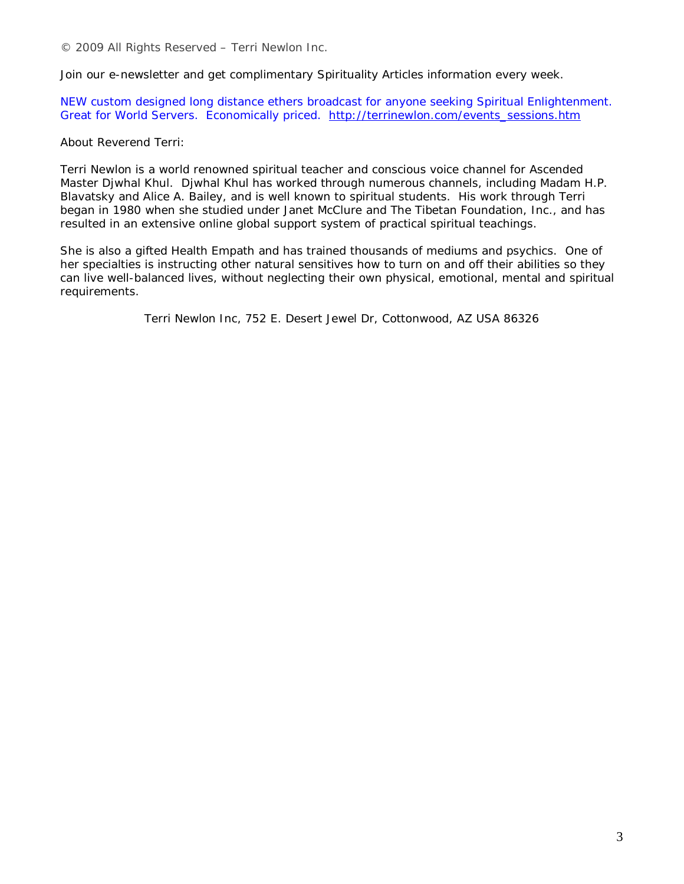© 2009 All Rights Reserved – Terri Newlon Inc.

Join our e-newsletter and get complimentary Spirituality Articles information every week.

NEW custom designed long distance ethers broadcast for anyone seeking Spiritual Enlightenment. Great for World Servers. Economically priced. http://terrinewlon.com/events_sessions.htm

About Reverend Terri:

Terri Newlon is a world renowned spiritual teacher and conscious voice channel for Ascended Master Djwhal Khul. Djwhal Khul has worked through numerous channels, including Madam H.P. Blavatsky and Alice A. Bailey, and is well known to spiritual students. His work through Terri began in 1980 when she studied under Janet McClure and The Tibetan Foundation, Inc., and has resulted in an extensive online global support system of practical spiritual teachings.

She is also a gifted Health Empath and has trained thousands of mediums and psychics. One of her specialties is instructing other natural sensitives how to turn on and off their abilities so they can live well-balanced lives, without neglecting their own physical, emotional, mental and spiritual requirements.

Terri Newlon Inc, 752 E. Desert Jewel Dr, Cottonwood, AZ USA 86326